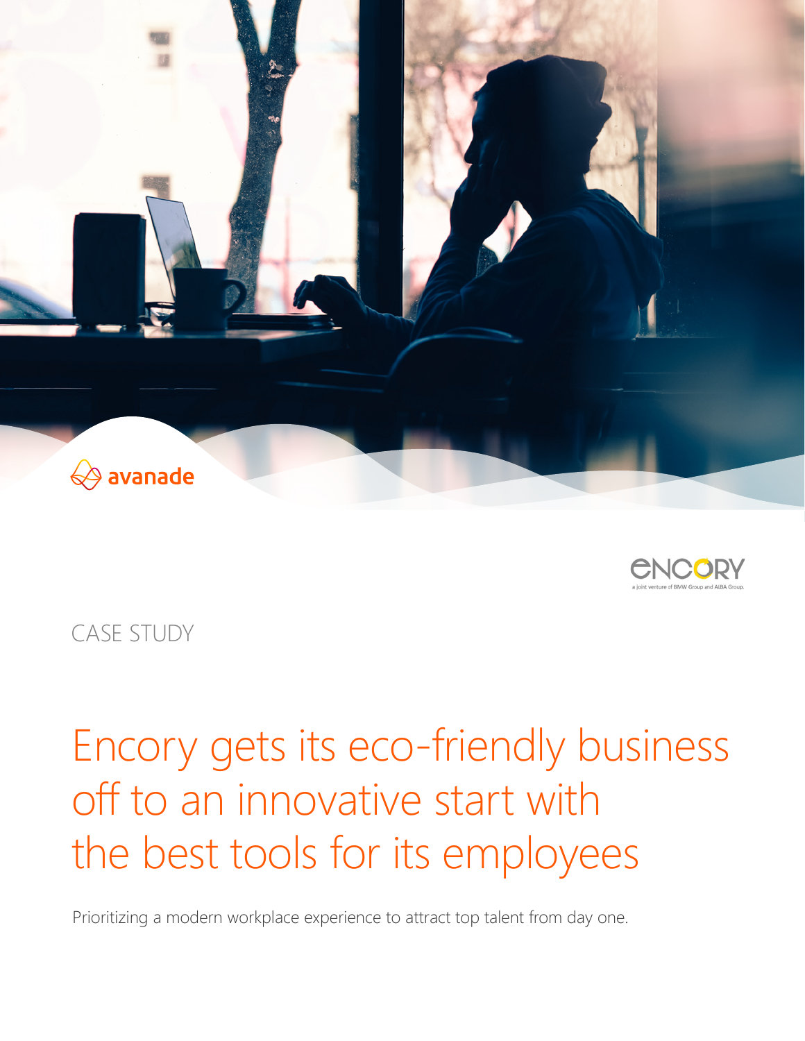avanade

ENCORY
a joint venture of BMW Group and ALBA Group.

CASE STUDY

# Encory gets its eco-friendly business off to an innovative start with the best tools for its employees

Prioritizing a modern workplace experience to attract top talent from day one.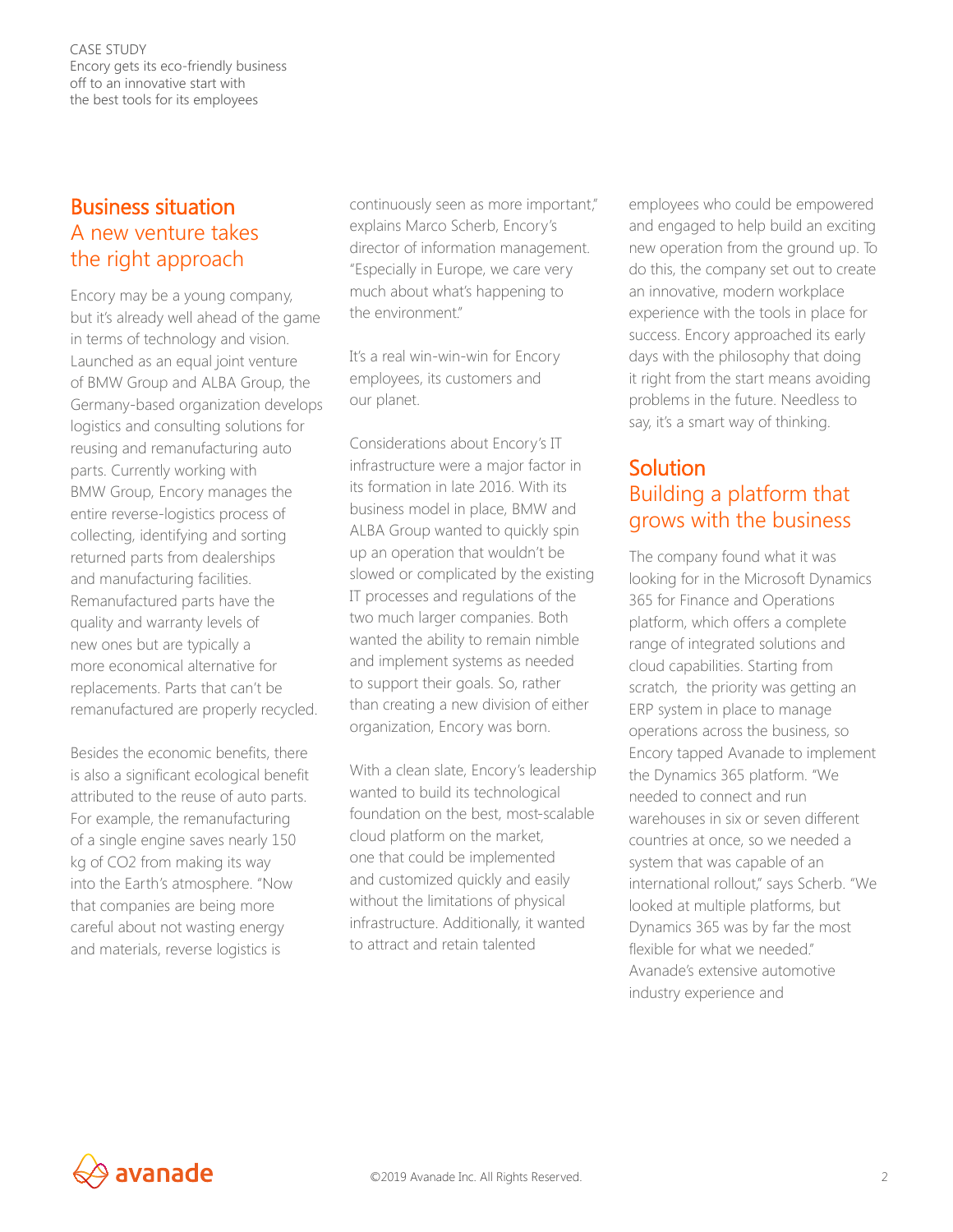## Business situation
## A new venture takes the right approach

Encory may be a young company, but it's already well ahead of the game in terms of technology and vision. Launched as an equal joint venture of BMW Group and ALBA Group, the Germany-based organization develops logistics and consulting solutions for reusing and remanufacturing auto parts. Currently working with BMW Group, Encory manages the entire reverse-logistics process of collecting, identifying and sorting returned parts from dealerships and manufacturing facilities. Remanufactured parts have the quality and warranty levels of new ones but are typically a more economical alternative for replacements. Parts that can't be remanufactured are properly recycled.

Besides the economic benefits, there is also a significant ecological benefit attributed to the reuse of auto parts. For example, the remanufacturing of a single engine saves nearly 150 kg of $CO_2$ from making its way into the Earth's atmosphere. "Now that companies are being more careful about not wasting energy and materials, reverse logistics is continuously seen as more important," explains Marco Scherb, Encory's director of information management. "Especially in Europe, we care very much about what's happening to the environment."

It's a real win-win-win for Encory employees, its customers and our planet.

Considerations about Encory's IT infrastructure were a major factor in its formation in late 2016. With its business model in place, BMW and ALBA Group wanted to quickly spin up an operation that wouldn't be slowed or complicated by the existing IT processes and regulations of the two much larger companies. Both wanted the ability to remain nimble and implement systems as needed to support their goals. So, rather than creating a new division of either organization, Encory was born.

With a clean slate, Encory's leadership wanted to build its technological foundation on the best, most-scalable cloud platform on the market, one that could be implemented and customized quickly and easily without the limitations of physical infrastructure. Additionally, it wanted to attract and retain talented employees who could be empowered and engaged to help build an exciting new operation from the ground up. To do this, the company set out to create an innovative, modern workplace experience with the tools in place for success. Encory approached its early days with the philosophy that doing it right from the start means avoiding problems in the future. Needless to say, it's a smart way of thinking.

## Solution
## Building a platform that grows with the business

The company found what it was looking for in the Microsoft Dynamics 365 for Finance and Operations platform, which offers a complete range of integrated solutions and cloud capabilities. Starting from scratch, the priority was getting an ERP system in place to manage operations across the business, so Encory tapped Avanade to implement the Dynamics 365 platform. "We needed to connect and run warehouses in six or seven different countries at once, so we needed a system that was capable of an international rollout," says Scherb. "We looked at multiple platforms, but Dynamics 365 was by far the most flexible for what we needed." Avanade's extensive automotive industry experience and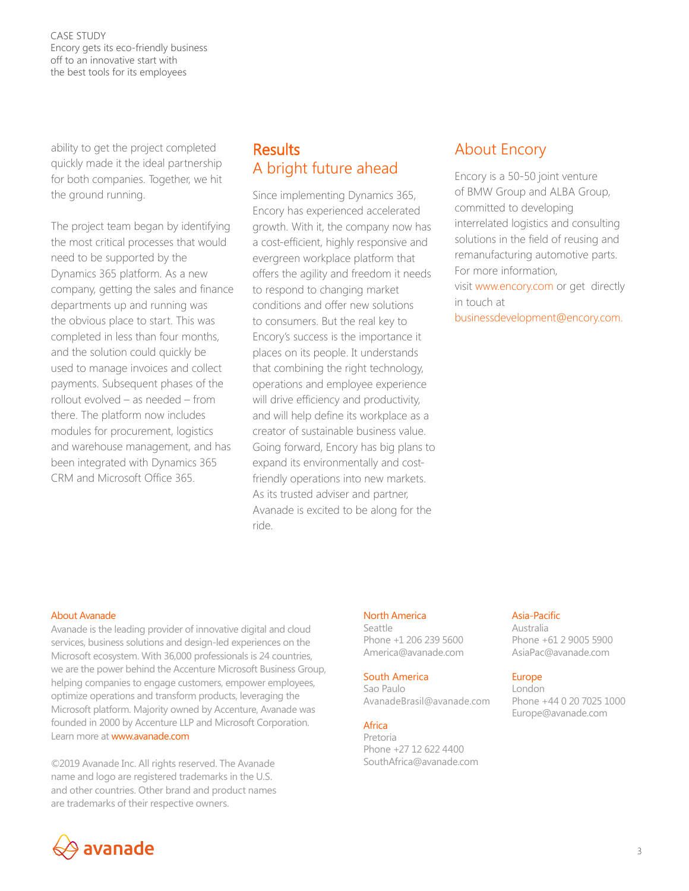ability to get the project completed quickly made it the ideal partnership for both companies. Together, we hit the ground running.

The project team began by identifying the most critical processes that would need to be supported by the Dynamics 365 platform. As a new company, getting the sales and finance departments up and running was the obvious place to start. This was completed in less than four months, and the solution could quickly be used to manage invoices and collect payments. Subsequent phases of the rollout evolved – as needed – from there. The platform now includes modules for procurement, logistics and warehouse management, and has been integrated with Dynamics 365 CRM and Microsoft Office 365.

## Results
## A bright future ahead

Since implementing Dynamics 365, Encory has experienced accelerated growth. With it, the company now has a cost-efficient, highly responsive and evergreen workplace platform that offers the agility and freedom it needs to respond to changing market conditions and offer new solutions to consumers. But the real key to Encory's success is the importance it places on its people. It understands that combining the right technology, operations and employee experience will drive efficiency and productivity, and will help define its workplace as a creator of sustainable business value. Going forward, Encory has big plans to expand its environmentally and cost-friendly operations into new markets. As its trusted adviser and partner, Avanade is excited to be along for the ride.

## About Encory

Encory is a 50-50 joint venture of BMW Group and ALBA Group, committed to developing interrelated logistics and consulting solutions in the field of reusing and remanufacturing automotive parts. For more information, visit www.encory.com or get directly in touch at businessdevelopment@encory.com.

### About Avanade

Avanade is the leading provider of innovative digital and cloud services, business solutions and design-led experiences on the Microsoft ecosystem. With 36,000 professionals is 24 countries, we are the power behind the Accenture Microsoft Business Group, helping companies to engage customers, empower employees, optimize operations and transform products, leveraging the Microsoft platform. Majority owned by Accenture, Avanade was founded in 2000 by Accenture LLP and Microsoft Corporation. Learn more at www.avanade.com

©2019 Avanade Inc. All rights reserved. The Avanade name and logo are registered trademarks in the U.S. and other countries. Other brand and product names are trademarks of their respective owners.

**North America**
Seattle
Phone +1 206 239 5600
America@avanade.com

**South America**
Sao Paulo
AvanadeBrasil@avanade.com

**Africa**
Pretoria
Phone +27 12 622 4400
SouthAfrica@avanade.com

**Asia-Pacific**
Australia
Phone +61 2 9005 5900
AsiaPac@avanade.com

**Europe**
London
Phone +44 0 20 7025 1000
Europe@avanade.com

avanade